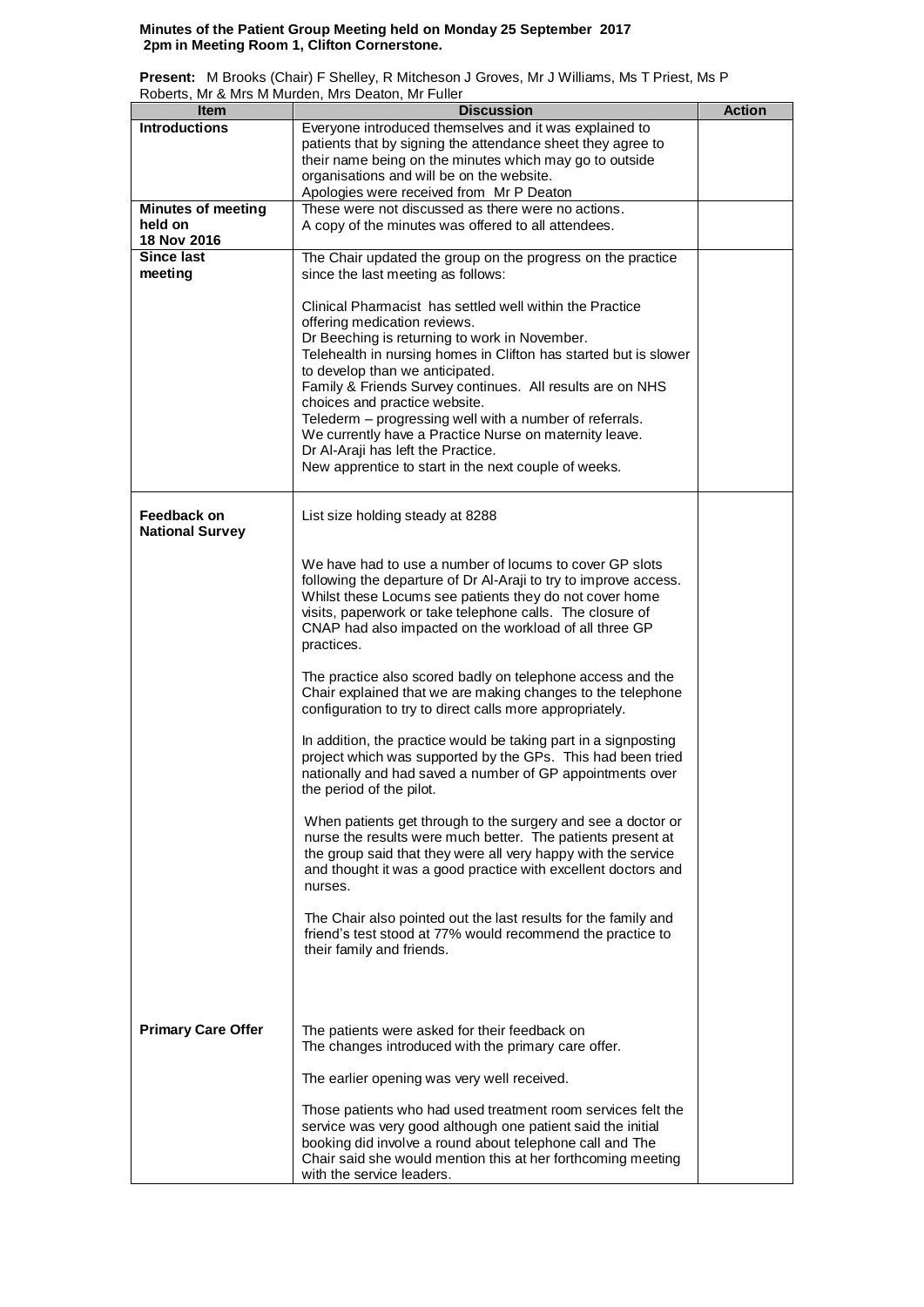**Minutes of the Patient Group Meeting held on Monday 25 September 2017 2pm in Meeting Room 1, Clifton Cornerstone.**

**Present:** M Brooks (Chair) F Shelley, R Mitcheson J Groves, Mr J Williams, Ms T Priest, Ms P Roberts, Mr & Mrs M Murden, Mrs Deaton, Mr Fuller

| Item | Discussion | Action |
|---|---|---|
| **Introductions** | Everyone introduced themselves and it was explained to patients that by signing the attendance sheet they agree to their name being on the minutes which may go to outside organisations and will be on the website.<br>Apologies were received from Mr P Deaton | |
| **Minutes of meeting held on 18 Nov 2016** | These were not discussed as there were no actions.<br>A copy of the minutes was offered to all attendees. | |
| **Since last meeting** | The Chair updated the group on the progress on the practice since the last meeting as follows:<br><br>Clinical Pharmacist has settled well within the Practice offering medication reviews.<br>Dr Beeching is returning to work in November.<br>Telehealth in nursing homes in Clifton has started but is slower to develop than we anticipated.<br>Family & Friends Survey continues. All results are on NHS choices and practice website.<br>Telederm – progressing well with a number of referrals.<br>We currently have a Practice Nurse on maternity leave.<br>Dr Al-Araji has left the Practice.<br>New apprentice to start in the next couple of weeks. | |
| **Feedback on National Survey** | List size holding steady at 8288<br><br>We have had to use a number of locums to cover GP slots following the departure of Dr Al-Araji to try to improve access. Whilst these Locums see patients they do not cover home visits, paperwork or take telephone calls. The closure of CNAP had also impacted on the workload of all three GP practices.<br><br>The practice also scored badly on telephone access and the Chair explained that we are making changes to the telephone configuration to try to direct calls more appropriately.<br><br>In addition, the practice would be taking part in a signposting project which was supported by the GPs. This had been tried nationally and had saved a number of GP appointments over the period of the pilot.<br><br>When patients get through to the surgery and see a doctor or nurse the results were much better. The patients present at the group said that they were all very happy with the service and thought it was a good practice with excellent doctors and nurses.<br><br>The Chair also pointed out the last results for the family and friend's test stood at 77% would recommend the practice to their family and friends. | |
| **Primary Care Offer** | The patients were asked for their feedback on The changes introduced with the primary care offer.<br><br>The earlier opening was very well received.<br><br>Those patients who had used treatment room services felt the service was very good although one patient said the initial booking did involve a round about telephone call and The Chair said she would mention this at her forthcoming meeting with the service leaders. | |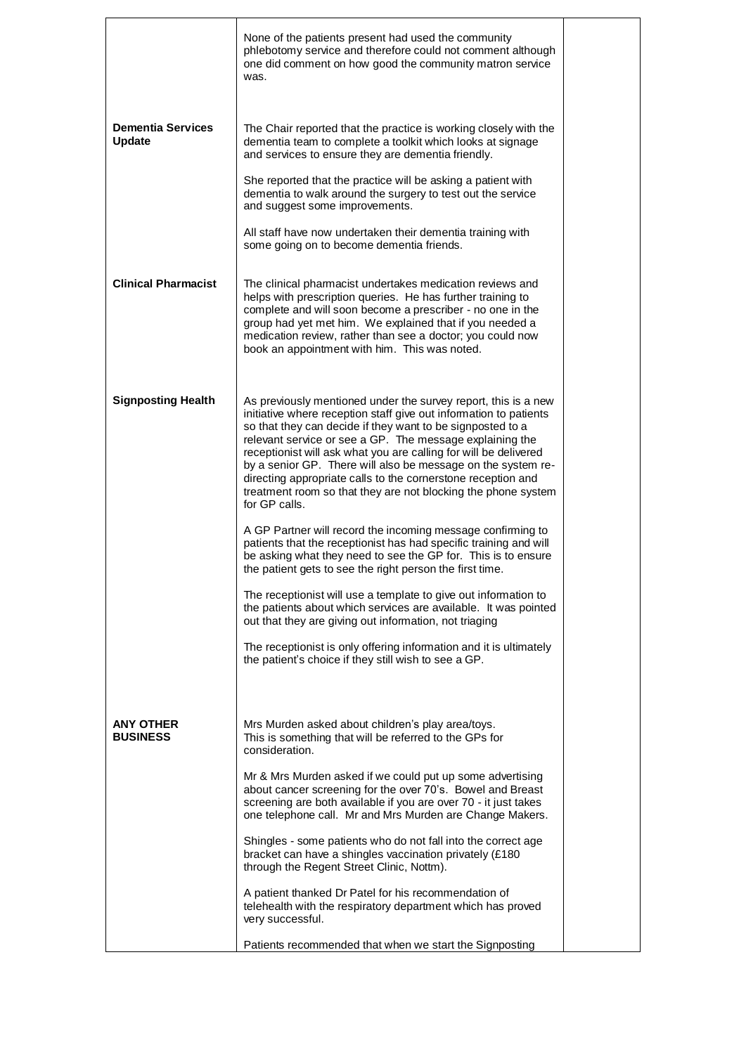| | | |
|---|---|---|
| | None of the patients present had used the community phlebotomy service and therefore could not comment although one did comment on how good the community matron service was. | |
| **Dementia Services Update** | The Chair reported that the practice is working closely with the dementia team to complete a toolkit which looks at signage and services to ensure they are dementia friendly.<br><br>She reported that the practice will be asking a patient with dementia to walk around the surgery to test out the service and suggest some improvements.<br><br>All staff have now undertaken their dementia training with some going on to become dementia friends. | |
| **Clinical Pharmacist** | The clinical pharmacist undertakes medication reviews and helps with prescription queries. He has further training to complete and will soon become a prescriber - no one in the group had yet met him. We explained that if you needed a medication review, rather than see a doctor; you could now book an appointment with him. This was noted. | |
| **Signposting Health** | As previously mentioned under the survey report, this is a new initiative where reception staff give out information to patients so that they can decide if they want to be signposted to a relevant service or see a GP. The message explaining the receptionist will ask what you are calling for will be delivered by a senior GP. There will also be message on the system re-directing appropriate calls to the cornerstone reception and treatment room so that they are not blocking the phone system for GP calls.<br><br>A GP Partner will record the incoming message confirming to patients that the receptionist has had specific training and will be asking what they need to see the GP for. This is to ensure the patient gets to see the right person the first time.<br><br>The receptionist will use a template to give out information to the patients about which services are available. It was pointed out that they are giving out information, not triaging<br><br>The receptionist is only offering information and it is ultimately the patient's choice if they still wish to see a GP. | |
| **ANY OTHER BUSINESS** | Mrs Murden asked about children's play area/toys. This is something that will be referred to the GPs for consideration.<br><br>Mr & Mrs Murden asked if we could put up some advertising about cancer screening for the over 70's. Bowel and Breast screening are both available if you are over 70 - it just takes one telephone call. Mr and Mrs Murden are Change Makers.<br><br>Shingles - some patients who do not fall into the correct age bracket can have a shingles vaccination privately (£180 through the Regent Street Clinic, Nottm).<br><br>A patient thanked Dr Patel for his recommendation of telehealth with the respiratory department which has proved very successful.<br><br>Patients recommended that when we start the Signposting | |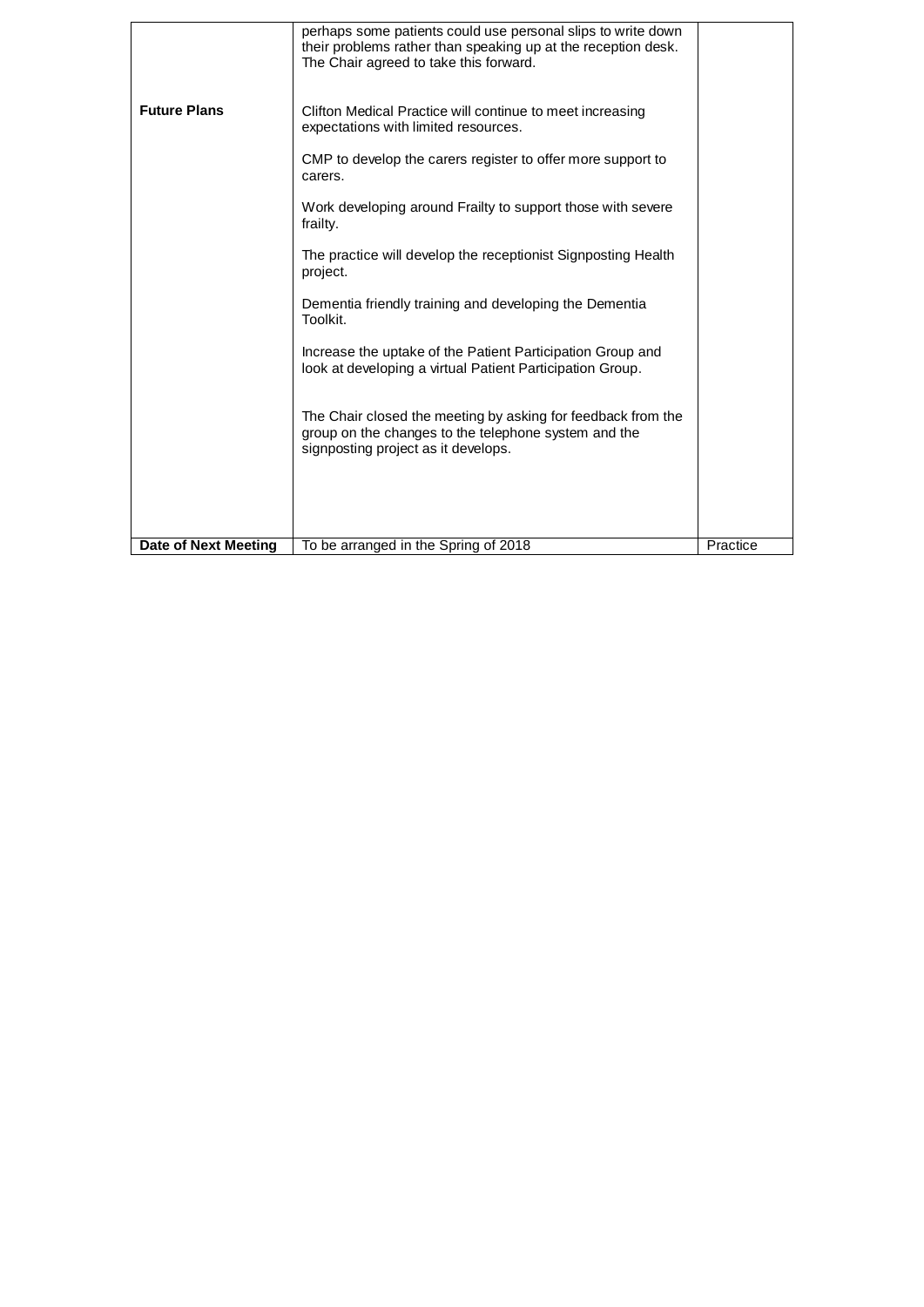| | | |
|---|---|---|
| | perhaps some patients could use personal slips to write down their problems rather than speaking up at the reception desk. The Chair agreed to take this forward. | |
| **Future Plans** | Clifton Medical Practice will continue to meet increasing expectations with limited resources.<br><br>CMP to develop the carers register to offer more support to carers.<br><br>Work developing around Frailty to support those with severe frailty.<br><br>The practice will develop the receptionist Signposting Health project.<br><br>Dementia friendly training and developing the Dementia Toolkit.<br><br>Increase the uptake of the Patient Participation Group and look at developing a virtual Patient Participation Group.<br><br>The Chair closed the meeting by asking for feedback from the group on the changes to the telephone system and the signposting project as it develops. | |
| **Date of Next Meeting** | To be arranged in the Spring of 2018 | Practice |